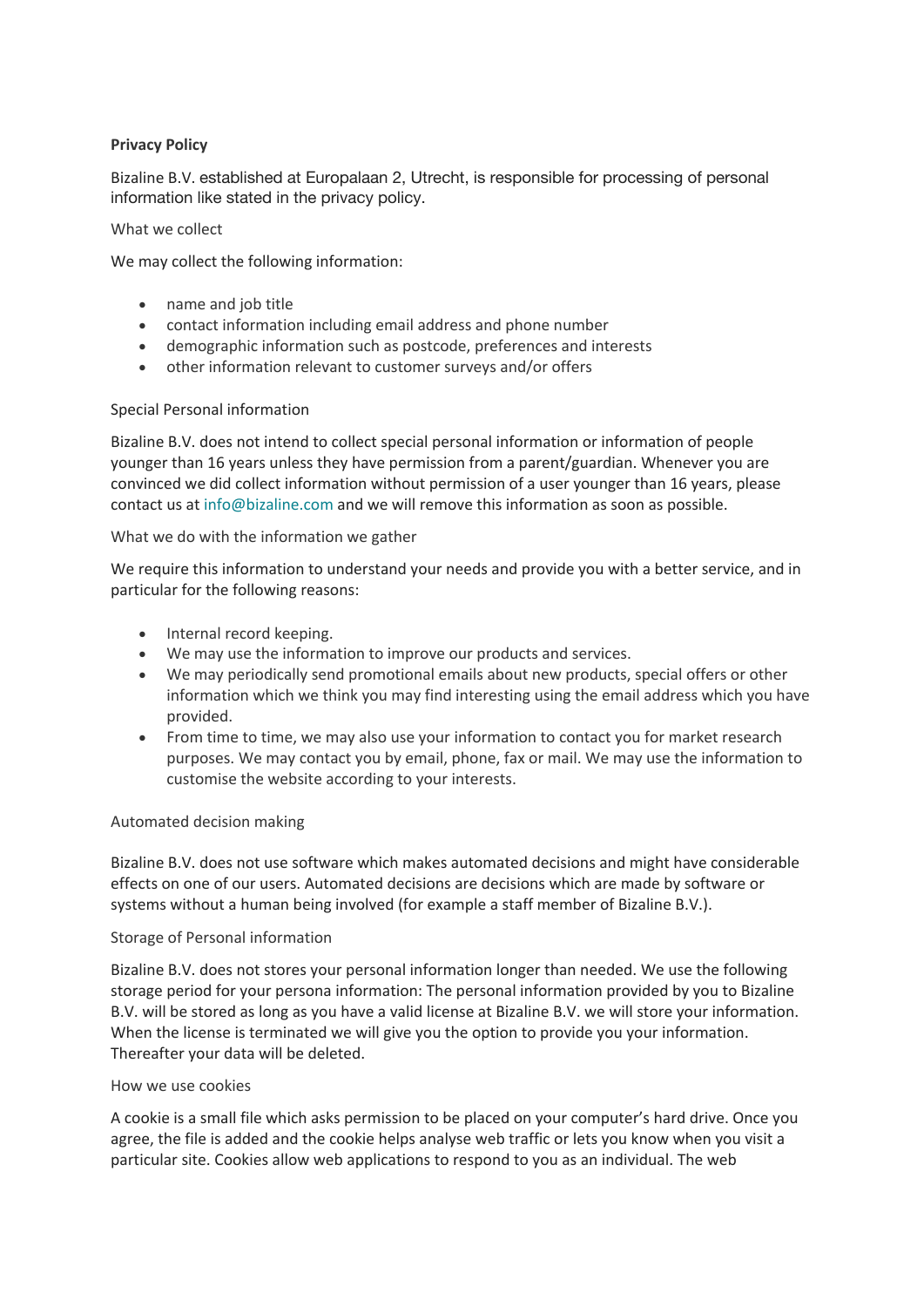**Privacy Policy**

Bizaline B.V. established at Europalaan 2, Utrecht, is responsible for processing of personal information like stated in the privacy policy.

What we collect

We may collect the following information:

- name and job title
- contact information including email address and phone number
- demographic information such as postcode, preferences and interests
- other information relevant to customer surveys and/or offers

Special Personal information

Bizaline B.V. does not intend to collect special personal information or information of people younger than 16 years unless they have permission from a parent/guardian. Whenever you are convinced we did collect information without permission of a user younger than 16 years, please contact us at info@bizaline.com and we will remove this information as soon as possible.

What we do with the information we gather

We require this information to understand your needs and provide you with a better service, and in particular for the following reasons:

- Internal record keeping.
- We may use the information to improve our products and services.
- We may periodically send promotional emails about new products, special offers or other information which we think you may find interesting using the email address which you have provided.
- From time to time, we may also use your information to contact you for market research purposes. We may contact you by email, phone, fax or mail. We may use the information to customise the website according to your interests.

Automated decision making

Bizaline B.V. does not use software which makes automated decisions and might have considerable effects on one of our users. Automated decisions are decisions which are made by software or systems without a human being involved (for example a staff member of Bizaline B.V.).

Storage of Personal information

Bizaline B.V. does not stores your personal information longer than needed. We use the following storage period for your persona information: The personal information provided by you to Bizaline B.V. will be stored as long as you have a valid license at Bizaline B.V. we will store your information. When the license is terminated we will give you the option to provide you your information. Thereafter your data will be deleted.

How we use cookies

A cookie is a small file which asks permission to be placed on your computer's hard drive. Once you agree, the file is added and the cookie helps analyse web traffic or lets you know when you visit a particular site. Cookies allow web applications to respond to you as an individual. The web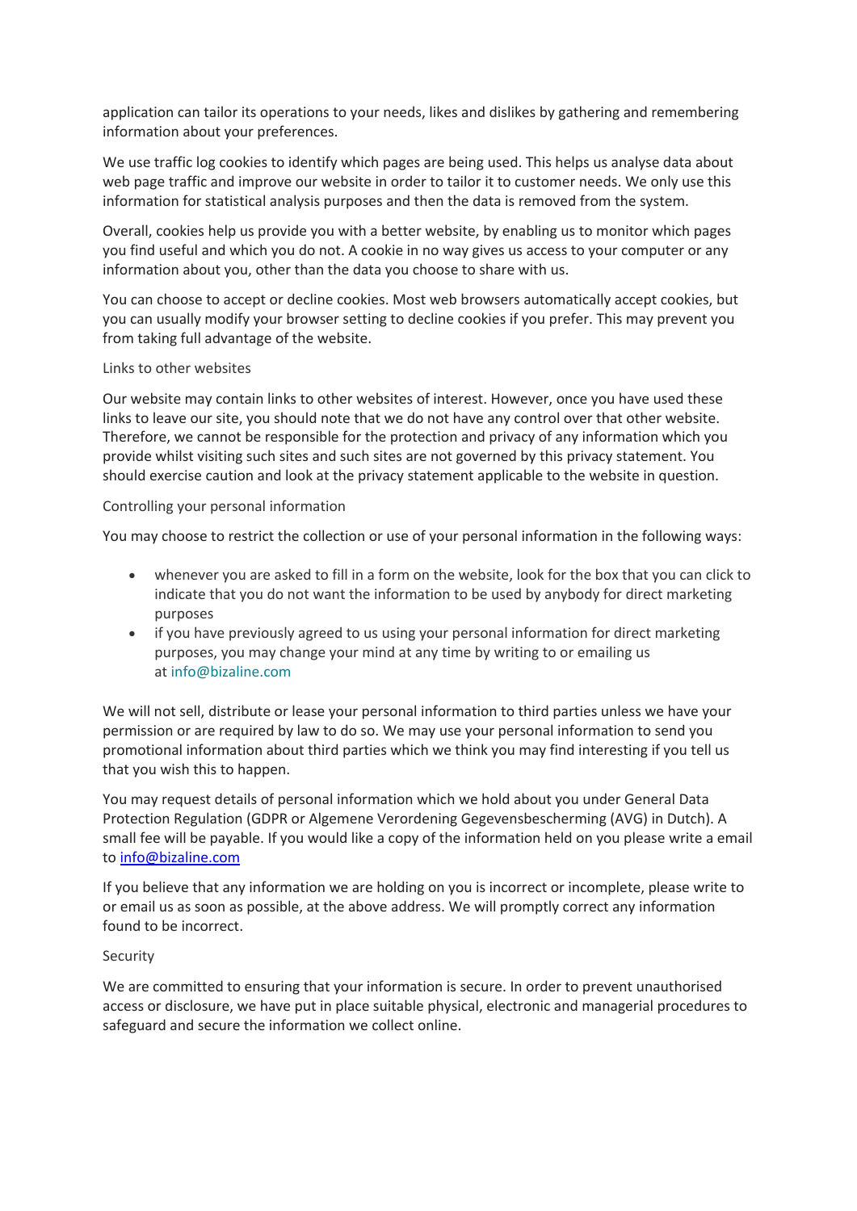application can tailor its operations to your needs, likes and dislikes by gathering and remembering information about your preferences.

We use traffic log cookies to identify which pages are being used. This helps us analyse data about web page traffic and improve our website in order to tailor it to customer needs. We only use this information for statistical analysis purposes and then the data is removed from the system.

Overall, cookies help us provide you with a better website, by enabling us to monitor which pages you find useful and which you do not. A cookie in no way gives us access to your computer or any information about you, other than the data you choose to share with us.

You can choose to accept or decline cookies. Most web browsers automatically accept cookies, but you can usually modify your browser setting to decline cookies if you prefer. This may prevent you from taking full advantage of the website.

## Links to other websites

Our website may contain links to other websites of interest. However, once you have used these links to leave our site, you should note that we do not have any control over that other website. Therefore, we cannot be responsible for the protection and privacy of any information which you provide whilst visiting such sites and such sites are not governed by this privacy statement. You should exercise caution and look at the privacy statement applicable to the website in question.

## Controlling your personal information

You may choose to restrict the collection or use of your personal information in the following ways:

- whenever you are asked to fill in a form on the website, look for the box that you can click to indicate that you do not want the information to be used by anybody for direct marketing purposes
- if you have previously agreed to us using your personal information for direct marketing purposes, you may change your mind at any time by writing to or emailing us at info@bizaline.com

We will not sell, distribute or lease your personal information to third parties unless we have your permission or are required by law to do so. We may use your personal information to send you promotional information about third parties which we think you may find interesting if you tell us that you wish this to happen.

You may request details of personal information which we hold about you under General Data Protection Regulation (GDPR or Algemene Verordening Gegevensbescherming (AVG) in Dutch). A small fee will be payable. If you would like a copy of the information held on you please write a email to info@bizaline.com

If you believe that any information we are holding on you is incorrect or incomplete, please write to or email us as soon as possible, at the above address. We will promptly correct any information found to be incorrect.

## Security

We are committed to ensuring that your information is secure. In order to prevent unauthorised access or disclosure, we have put in place suitable physical, electronic and managerial procedures to safeguard and secure the information we collect online.